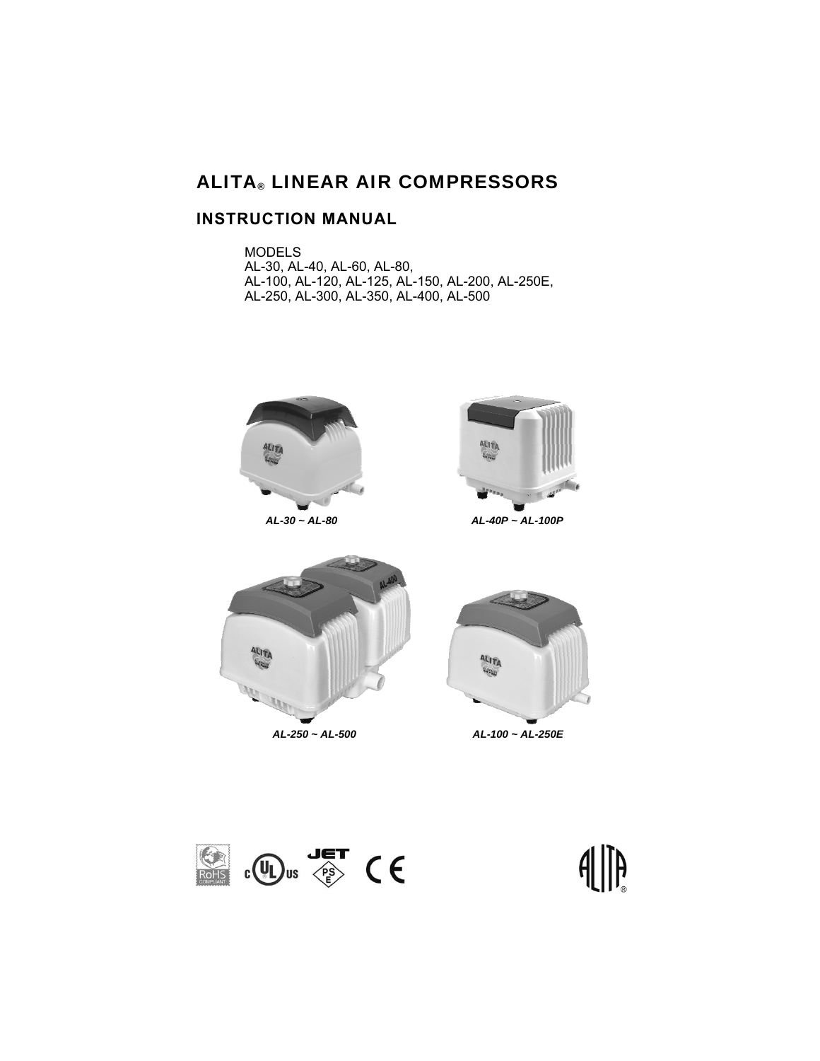# ALITA® LINEAR AIR COMPRESSORS

## INSTRUCTION MANUAL

MODELS
AL-30, AL-40, AL-60, AL-80,
AL-100, AL-120, AL-125, AL-150, AL-200, AL-250E,
AL-250, AL-300, AL-350, AL-400, AL-500

*AL-30 ~ AL-80*

*AL-40P ~ AL-100P*

*AL-250 ~ AL-500*

*AL-100 ~ AL-250E*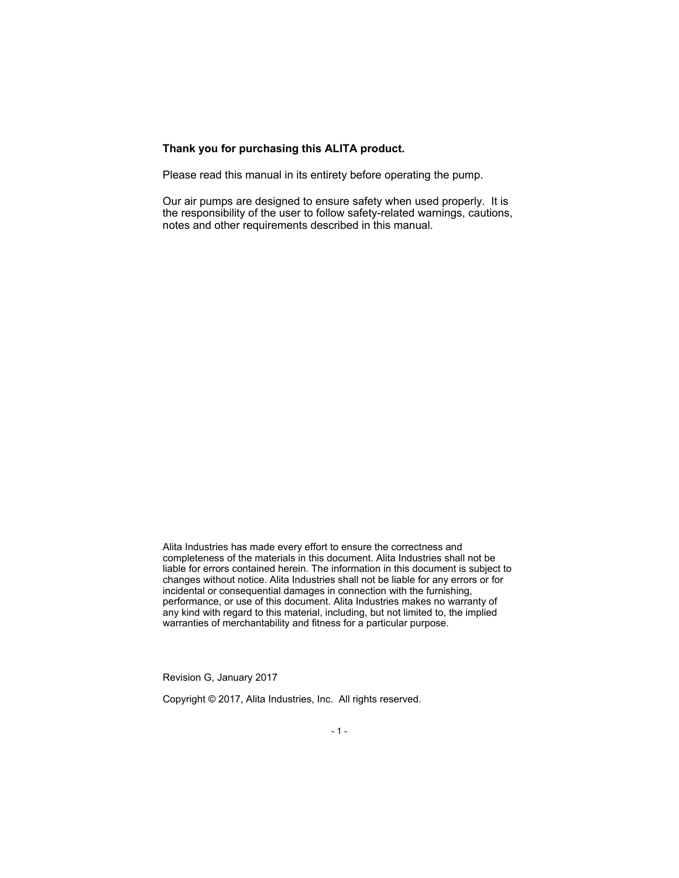**Thank you for purchasing this ALITA product.**

Please read this manual in its entirety before operating the pump.

Our air pumps are designed to ensure safety when used properly. It is the responsibility of the user to follow safety-related warnings, cautions, notes and other requirements described in this manual.

Alita Industries has made every effort to ensure the correctness and completeness of the materials in this document. Alita Industries shall not be liable for errors contained herein. The information in this document is subject to changes without notice. Alita Industries shall not be liable for any errors or for incidental or consequential damages in connection with the furnishing, performance, or use of this document. Alita Industries makes no warranty of any kind with regard to this material, including, but not limited to, the implied warranties of merchantability and fitness for a particular purpose.

Revision G, January 2017

Copyright © 2017, Alita Industries, Inc. All rights reserved.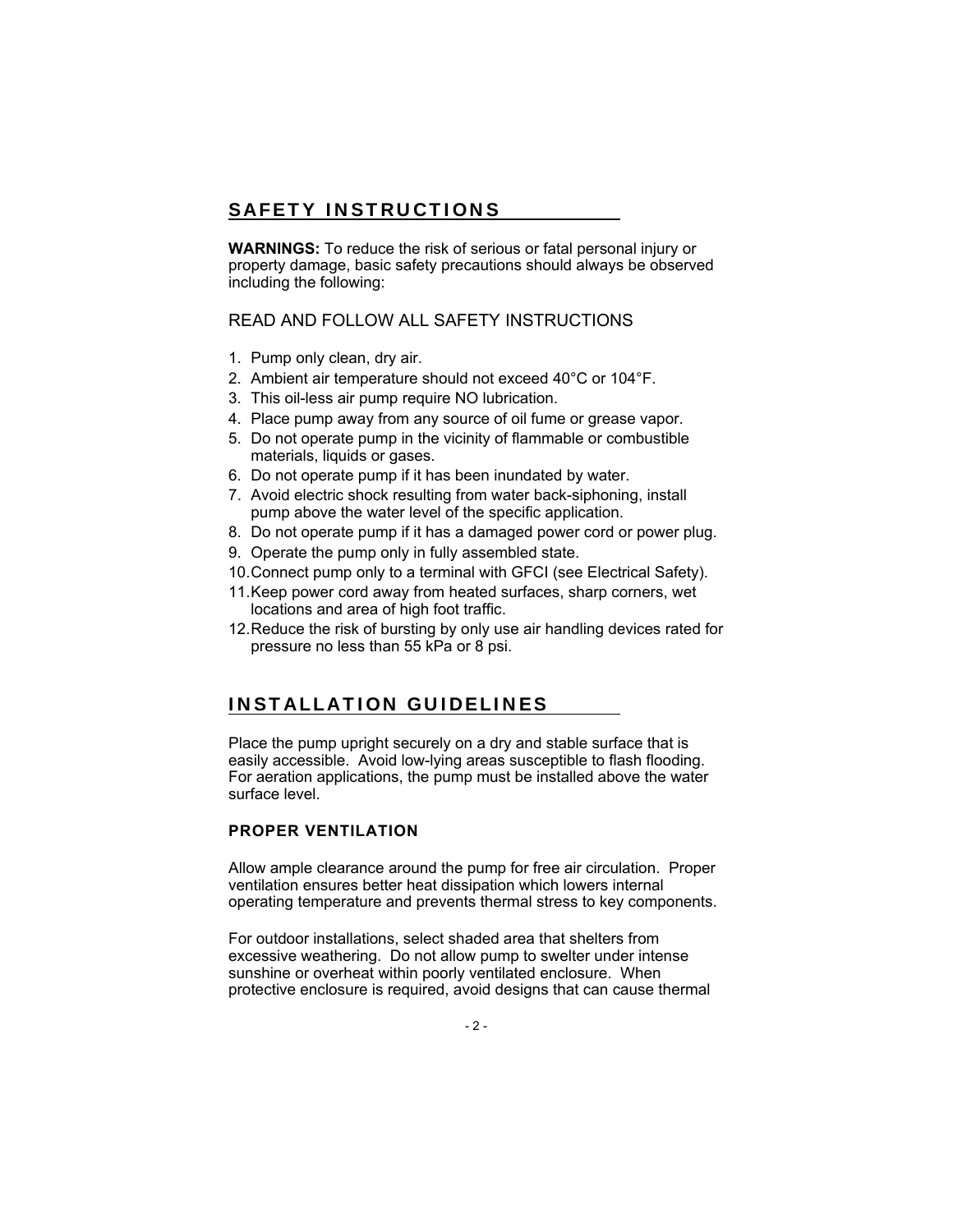## SAFETY INSTRUCTIONS

**WARNINGS:** To reduce the risk of serious or fatal personal injury or property damage, basic safety precautions should always be observed including the following:

READ AND FOLLOW ALL SAFETY INSTRUCTIONS

1. Pump only clean, dry air.
2. Ambient air temperature should not exceed 40°C or 104°F.
3. This oil-less air pump require NO lubrication.
4. Place pump away from any source of oil fume or grease vapor.
5. Do not operate pump in the vicinity of flammable or combustible materials, liquids or gases.
6. Do not operate pump if it has been inundated by water.
7. Avoid electric shock resulting from water back-siphoning, install pump above the water level of the specific application.
8. Do not operate pump if it has a damaged power cord or power plug.
9. Operate the pump only in fully assembled state.
10. Connect pump only to a terminal with GFCI (see Electrical Safety).
11. Keep power cord away from heated surfaces, sharp corners, wet locations and area of high foot traffic.
12. Reduce the risk of bursting by only use air handling devices rated for pressure no less than 55 kPa or 8 psi.

## INSTALLATION GUIDELINES

Place the pump upright securely on a dry and stable surface that is easily accessible. Avoid low-lying areas susceptible to flash flooding. For aeration applications, the pump must be installed above the water surface level.

### PROPER VENTILATION

Allow ample clearance around the pump for free air circulation. Proper ventilation ensures better heat dissipation which lowers internal operating temperature and prevents thermal stress to key components.

For outdoor installations, select shaded area that shelters from excessive weathering. Do not allow pump to swelter under intense sunshine or overheat within poorly ventilated enclosure. When protective enclosure is required, avoid designs that can cause thermal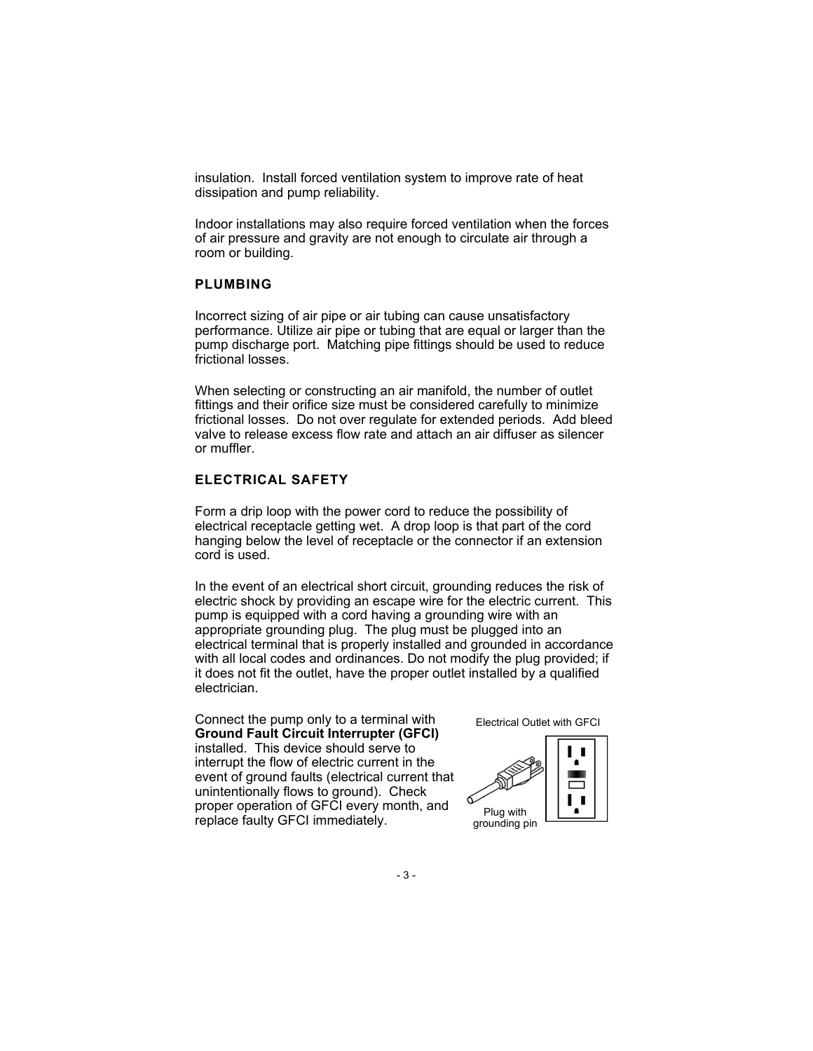insulation. Install forced ventilation system to improve rate of heat dissipation and pump reliability.

Indoor installations may also require forced ventilation when the forces of air pressure and gravity are not enough to circulate air through a room or building.

## PLUMBING

Incorrect sizing of air pipe or air tubing can cause unsatisfactory performance. Utilize air pipe or tubing that are equal or larger than the pump discharge port. Matching pipe fittings should be used to reduce frictional losses.

When selecting or constructing an air manifold, the number of outlet fittings and their orifice size must be considered carefully to minimize frictional losses. Do not over regulate for extended periods. Add bleed valve to release excess flow rate and attach an air diffuser as silencer or muffler.

## ELECTRICAL SAFETY

Form a drip loop with the power cord to reduce the possibility of electrical receptacle getting wet. A drop loop is that part of the cord hanging below the level of receptacle or the connector if an extension cord is used.

In the event of an electrical short circuit, grounding reduces the risk of electric shock by providing an escape wire for the electric current. This pump is equipped with a cord having a grounding wire with an appropriate grounding plug. The plug must be plugged into an electrical terminal that is properly installed and grounded in accordance with all local codes and ordinances. Do not modify the plug provided; if it does not fit the outlet, have the proper outlet installed by a qualified electrician.

Connect the pump only to a terminal with **Ground Fault Circuit Interrupter (GFCI)** installed. This device should serve to interrupt the flow of electric current in the event of ground faults (electrical current that unintentionally flows to ground). Check proper operation of GFCI every month, and replace faulty GFCI immediately.

Electrical Outlet with GFCI

Plug with grounding pin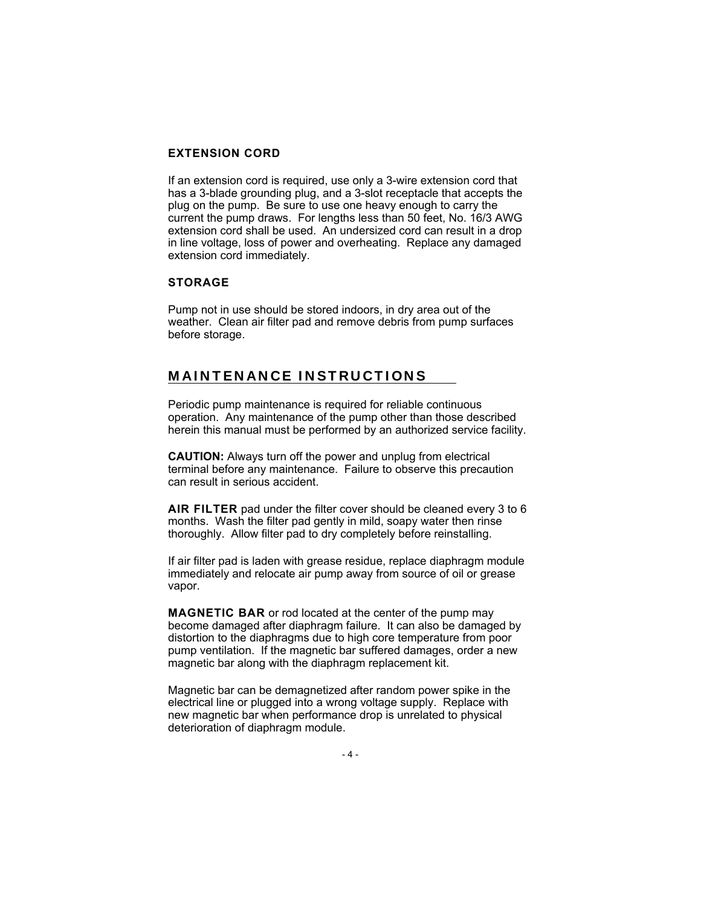### EXTENSION CORD

If an extension cord is required, use only a 3-wire extension cord that has a 3-blade grounding plug, and a 3-slot receptacle that accepts the plug on the pump. Be sure to use one heavy enough to carry the current the pump draws. For lengths less than 50 feet, No. 16/3 AWG extension cord shall be used. An undersized cord can result in a drop in line voltage, loss of power and overheating. Replace any damaged extension cord immediately.

### STORAGE

Pump not in use should be stored indoors, in dry area out of the weather. Clean air filter pad and remove debris from pump surfaces before storage.

## MAINTENANCE INSTRUCTIONS

Periodic pump maintenance is required for reliable continuous operation. Any maintenance of the pump other than those described herein this manual must be performed by an authorized service facility.

**CAUTION:** Always turn off the power and unplug from electrical terminal before any maintenance. Failure to observe this precaution can result in serious accident.

**AIR FILTER** pad under the filter cover should be cleaned every 3 to 6 months. Wash the filter pad gently in mild, soapy water then rinse thoroughly. Allow filter pad to dry completely before reinstalling.

If air filter pad is laden with grease residue, replace diaphragm module immediately and relocate air pump away from source of oil or grease vapor.

**MAGNETIC BAR** or rod located at the center of the pump may become damaged after diaphragm failure. It can also be damaged by distortion to the diaphragms due to high core temperature from poor pump ventilation. If the magnetic bar suffered damages, order a new magnetic bar along with the diaphragm replacement kit.

Magnetic bar can be demagnetized after random power spike in the electrical line or plugged into a wrong voltage supply. Replace with new magnetic bar when performance drop is unrelated to physical deterioration of diaphragm module.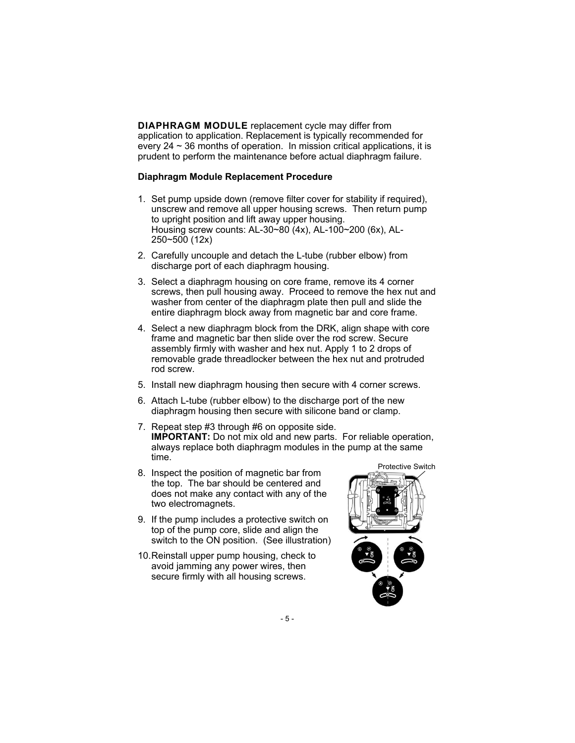**DIAPHRAGM MODULE** replacement cycle may differ from application to application. Replacement is typically recommended for every 24 ~ 36 months of operation. In mission critical applications, it is prudent to perform the maintenance before actual diaphragm failure.

**Diaphragm Module Replacement Procedure**

1. Set pump upside down (remove filter cover for stability if required), unscrew and remove all upper housing screws. Then return pump to upright position and lift away upper housing.
   Housing screw counts: AL-30~80 (4x), AL-100~200 (6x), AL-250~500 (12x)
2. Carefully uncouple and detach the L-tube (rubber elbow) from discharge port of each diaphragm housing.
3. Select a diaphragm housing on core frame, remove its 4 corner screws, then pull housing away. Proceed to remove the hex nut and washer from center of the diaphragm plate then pull and slide the entire diaphragm block away from magnetic bar and core frame.
4. Select a new diaphragm block from the DRK, align shape with core frame and magnetic bar then slide over the rod screw. Secure assembly firmly with washer and hex nut. Apply 1 to 2 drops of removable grade threadlocker between the hex nut and protruded rod screw.
5. Install new diaphragm housing then secure with 4 corner screws.
6. Attach L-tube (rubber elbow) to the discharge port of the new diaphragm housing then secure with silicone band or clamp.
7. Repeat step #3 through #6 on opposite side.
   **IMPORTANT:** Do not mix old and new parts. For reliable operation, always replace both diaphragm modules in the pump at the same time.
8. Inspect the position of magnetic bar from the top. The bar should be centered and does not make any contact with any of the two electromagnets.
9. If the pump includes a protective switch on top of the pump core, slide and align the switch to the ON position. (See illustration)
10. Reinstall upper pump housing, check to avoid jamming any power wires, then secure firmly with all housing screws.

Protective Switch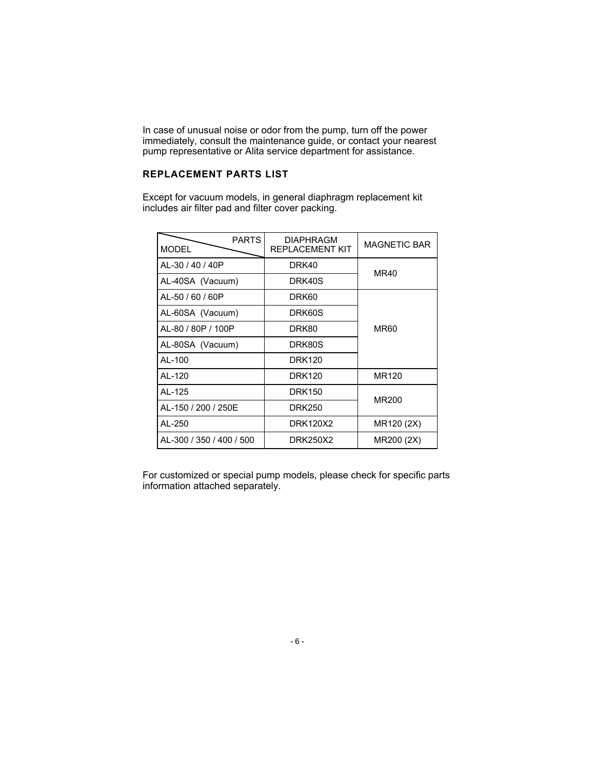In case of unusual noise or odor from the pump, turn off the power immediately, consult the maintenance guide, or contact your nearest pump representative or Alita service department for assistance.

### REPLACEMENT PARTS LIST

Except for vacuum models, in general diaphragm replacement kit includes air filter pad and filter cover packing.

| MODEL / PARTS | DIAPHRAGM REPLACEMENT KIT | MAGNETIC BAR |
|---|---|---|
| AL-30 / 40 / 40P | DRK40 | MR40 |
| AL-40SA (Vacuum) | DRK40S | |
| AL-50 / 60 / 60P | DRK60 | MR60 |
| AL-60SA (Vacuum) | DRK60S | |
| AL-80 / 80P / 100P | DRK80 | |
| AL-80SA (Vacuum) | DRK80S | |
| AL-100 | DRK120 | |
| AL-120 | DRK120 | MR120 |
| AL-125 | DRK150 | MR200 |
| AL-150 / 200 / 250E | DRK250 | |
| AL-250 | DRK120X2 | MR120 (2X) |
| AL-300 / 350 / 400 / 500 | DRK250X2 | MR200 (2X) |

For customized or special pump models, please check for specific parts information attached separately.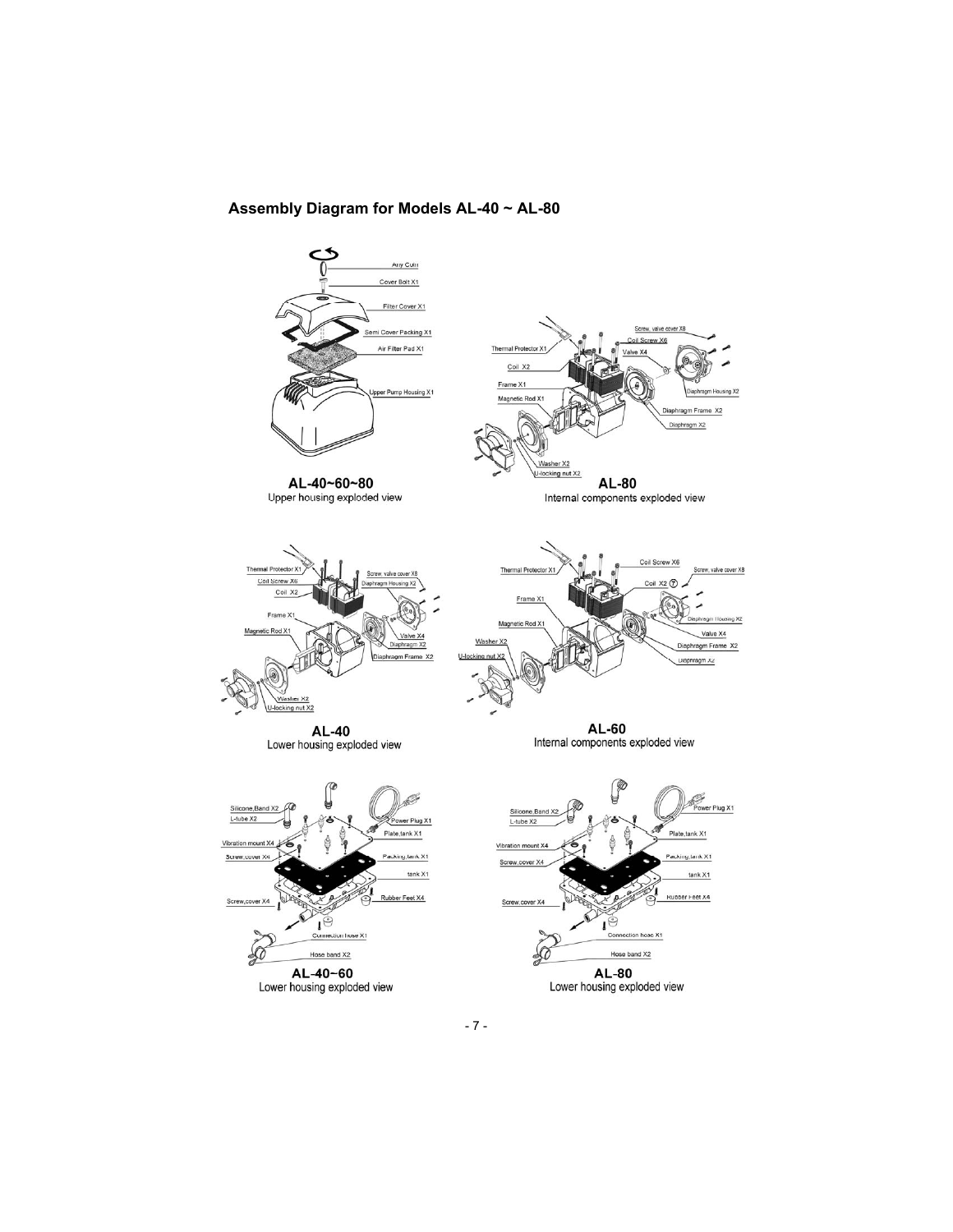## Assembly Diagram for Models AL-40 ~ AL-80

Any Coin
Cover Bolt X1
Filter Cover X1
Semi Cover Packing X1
Air Filter Pad X1
Upper Pump Housing X1

**AL-40~60~80**
Upper housing exploded view

Screw, valve cover X8
Coil Screw X6
Thermal Protector X1
Valve X4
Coil X2
Frame X1
Diaphragm Housing X2
Magnetic Rod X1
Diaphragm Frame X2
Diaphragm X2
Washer X2
U-locking nut X2

**AL-80**
Internal components exploded view

Thermal Protector X1
Screw, valve cover X8
Coil Screw X6
Diaphragm Housing X2
Coil X2
Frame X1
Magnetic Rod X1
Valve X4
Diaphragm X2
Diaphragm Frame X2
Washer X2
U-locking nut X2

**AL-40**
Lower housing exploded view

Coil Screw X6
Thermal Protector X1
Screw, valve cover X8
Coil X2
Frame X1
Diaphragm Housing X2
Magnetic Rod X1
Valve X4
Washer X2
Diaphragm Frame X2
U-locking nut X2
Diaphragm X2

**AL-60**
Internal components exploded view

Silicone,Band X2
L-tube X2
Power Plug X1
Plate,tank X1
Vibration mount X4
Screw,cover X4
Packing,tank X1
tank X1
Screw,cover X4
Rubber Feet X4
Connection hose X1
Hose band X2

**AL-40~60**
Lower housing exploded view

Silicone,Band X2
L-tube X2
Power Plug X1
Plate,tank X1
Vibration mount X4
Screw,cover X4
Packing,tank X1
tank X1
Rubber Feet X4
Screw,cover X4
Connection hose X1
Hose band X2

**AL-80**
Lower housing exploded view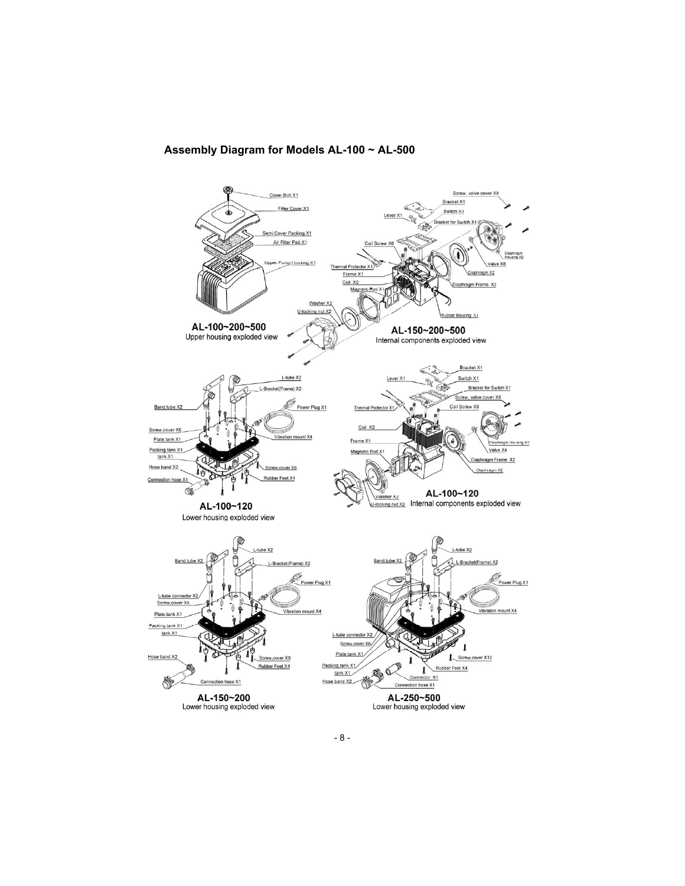## Assembly Diagram for Models AL-100 ~ AL-500

Cover Bolt X1
Filter Cover X1
Semi Cover Packing X1
Air Filter Pad X1
Upper Pump Housing X1

**AL-100~200~500**
Upper housing exploded view

Screw, valve cover X8
Bracket X1
Switch X1
Lever X1
Bracket for Switch X1
Coil Screw X6
Diaphragm Housing X2
Valve X8
Thermal Protector X1
Frame X1
Diaphragm X2
Coil X2
Magnetic Rod X1
Diaphragm Frame X2
Washer X2
U-locking nut X2
Rubber Bousing X1

**AL-150~200~500**
Internal components exploded view

L-tube X2
L-Bracket(Frame) X2
Band,tube X2
Power Plug X1
Screw,cover X6
Plate,tank X1
Vibration mount X4
Packing,tank X1
tank X1
Hose band X2
Screw,cover X6
Rubber Feet X4
Connection hose X1

**AL-100~120**
Lower housing exploded view

Bracket X1
Lever X1
Switch X1
Bracket for Switch X1
Screw, valve cover X8
Thermal Protector X1
Coil Screw X6
Coil X2
Frame X1
Diaphragm Housing X2
Valve X4
Magnetic Rod X1
Diaphragm Frame X2
Diaphragm X2
Washer X2
U-locking nut X2

**AL-100~120**
Internal components exploded view

L-tube X2
Band,tube X2
L-Bracket(Frame) X2
Power Plug X1
L-tube connector X2
Screw,cover X6
Plate,tank X1
Vibration mount X4
Packing,tank X1
tank X1
Hose band X2
Screw,cover X6
Rubber Feet X4
Connection hose X1

**AL-150~200**
Lower housing exploded view

L-tube X2
Band,tube X2
L-Bracket(Frame) X2
Power Plug X1
Vibration mount X4
L-tube connector X2
Screw,cover X6
Plate,tank X1
Screw,cover X12
Packing,tank X1
Rubber Feet X4
tank X1
Connector X1
Hose band X2
Connection hose X1

**AL-250~500**
Lower housing exploded view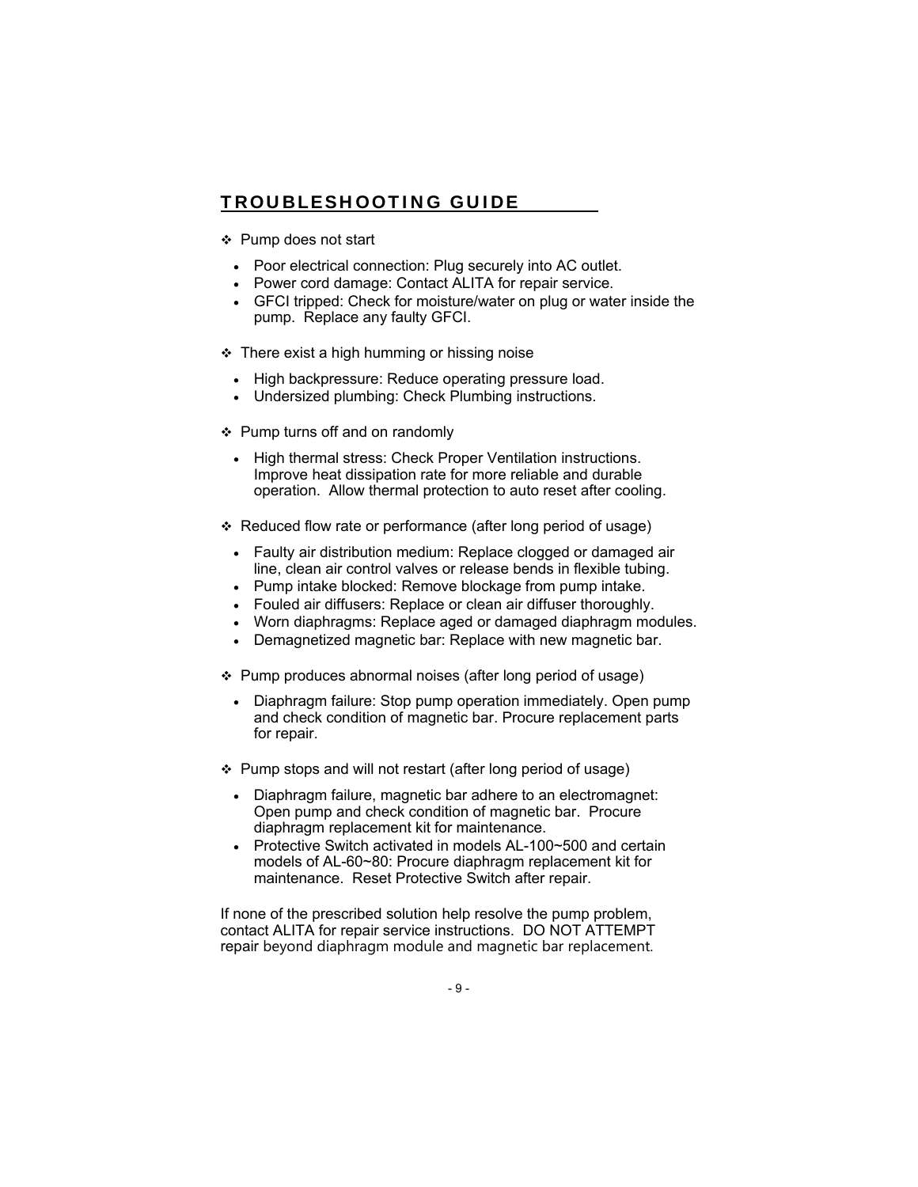## TROUBLESHOOTING GUIDE

❖ Pump does not start

- Poor electrical connection: Plug securely into AC outlet.
- Power cord damage: Contact ALITA for repair service.
- GFCI tripped: Check for moisture/water on plug or water inside the pump. Replace any faulty GFCI.

❖ There exist a high humming or hissing noise

- High backpressure: Reduce operating pressure load.
- Undersized plumbing: Check Plumbing instructions.

❖ Pump turns off and on randomly

- High thermal stress: Check Proper Ventilation instructions. Improve heat dissipation rate for more reliable and durable operation. Allow thermal protection to auto reset after cooling.

❖ Reduced flow rate or performance (after long period of usage)

- Faulty air distribution medium: Replace clogged or damaged air line, clean air control valves or release bends in flexible tubing.
- Pump intake blocked: Remove blockage from pump intake.
- Fouled air diffusers: Replace or clean air diffuser thoroughly.
- Worn diaphragms: Replace aged or damaged diaphragm modules.
- Demagnetized magnetic bar: Replace with new magnetic bar.

❖ Pump produces abnormal noises (after long period of usage)

- Diaphragm failure: Stop pump operation immediately. Open pump and check condition of magnetic bar. Procure replacement parts for repair.

❖ Pump stops and will not restart (after long period of usage)

- Diaphragm failure, magnetic bar adhere to an electromagnet: Open pump and check condition of magnetic bar. Procure diaphragm replacement kit for maintenance.
- Protective Switch activated in models AL-100~500 and certain models of AL-60~80: Procure diaphragm replacement kit for maintenance. Reset Protective Switch after repair.

If none of the prescribed solution help resolve the pump problem, contact ALITA for repair service instructions. DO NOT ATTEMPT repair beyond diaphragm module and magnetic bar replacement.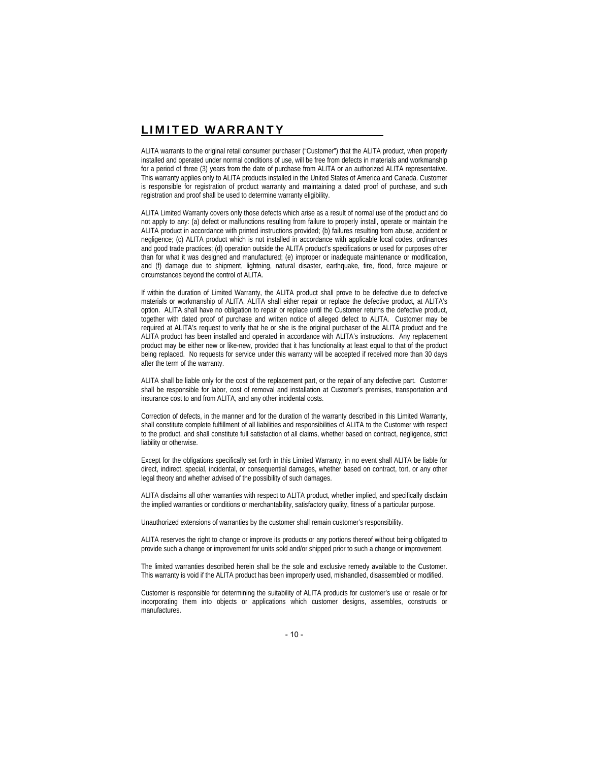## LIMITED WARRANTY

ALITA warrants to the original retail consumer purchaser ("Customer") that the ALITA product, when properly installed and operated under normal conditions of use, will be free from defects in materials and workmanship for a period of three (3) years from the date of purchase from ALITA or an authorized ALITA representative. This warranty applies only to ALITA products installed in the United States of America and Canada. Customer is responsible for registration of product warranty and maintaining a dated proof of purchase, and such registration and proof shall be used to determine warranty eligibility.

ALITA Limited Warranty covers only those defects which arise as a result of normal use of the product and do not apply to any: (a) defect or malfunctions resulting from failure to properly install, operate or maintain the ALITA product in accordance with printed instructions provided; (b) failures resulting from abuse, accident or negligence; (c) ALITA product which is not installed in accordance with applicable local codes, ordinances and good trade practices; (d) operation outside the ALITA product's specifications or used for purposes other than for what it was designed and manufactured; (e) improper or inadequate maintenance or modification, and (f) damage due to shipment, lightning, natural disaster, earthquake, fire, flood, force majeure or circumstances beyond the control of ALITA.

If within the duration of Limited Warranty, the ALITA product shall prove to be defective due to defective materials or workmanship of ALITA, ALITA shall either repair or replace the defective product, at ALITA's option. ALITA shall have no obligation to repair or replace until the Customer returns the defective product, together with dated proof of purchase and written notice of alleged defect to ALITA. Customer may be required at ALITA's request to verify that he or she is the original purchaser of the ALITA product and the ALITA product has been installed and operated in accordance with ALITA's instructions. Any replacement product may be either new or like-new, provided that it has functionality at least equal to that of the product being replaced. No requests for service under this warranty will be accepted if received more than 30 days after the term of the warranty.

ALITA shall be liable only for the cost of the replacement part, or the repair of any defective part. Customer shall be responsible for labor, cost of removal and installation at Customer's premises, transportation and insurance cost to and from ALITA, and any other incidental costs.

Correction of defects, in the manner and for the duration of the warranty described in this Limited Warranty, shall constitute complete fulfillment of all liabilities and responsibilities of ALITA to the Customer with respect to the product, and shall constitute full satisfaction of all claims, whether based on contract, negligence, strict liability or otherwise.

Except for the obligations specifically set forth in this Limited Warranty, in no event shall ALITA be liable for direct, indirect, special, incidental, or consequential damages, whether based on contract, tort, or any other legal theory and whether advised of the possibility of such damages.

ALITA disclaims all other warranties with respect to ALITA product, whether implied, and specifically disclaim the implied warranties or conditions or merchantability, satisfactory quality, fitness of a particular purpose.

Unauthorized extensions of warranties by the customer shall remain customer's responsibility.

ALITA reserves the right to change or improve its products or any portions thereof without being obligated to provide such a change or improvement for units sold and/or shipped prior to such a change or improvement.

The limited warranties described herein shall be the sole and exclusive remedy available to the Customer. This warranty is void if the ALITA product has been improperly used, mishandled, disassembled or modified.

Customer is responsible for determining the suitability of ALITA products for customer's use or resale or for incorporating them into objects or applications which customer designs, assembles, constructs or manufactures.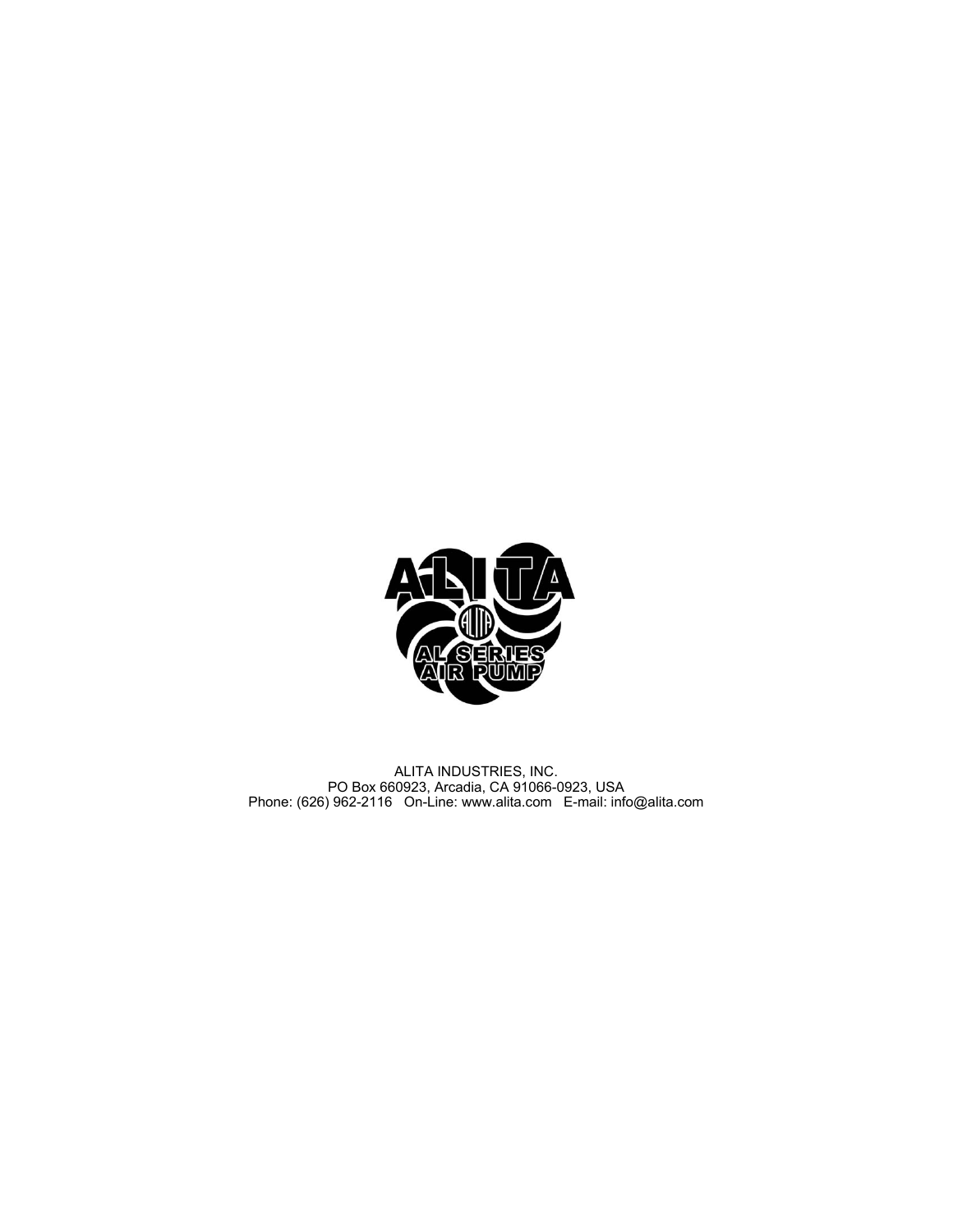ALITA

AL SERIES AIR PUMP

ALITA INDUSTRIES, INC.
PO Box 660923, Arcadia, CA 91066-0923, USA
Phone: (626) 962-2116   On-Line: www.alita.com   E-mail: info@alita.com